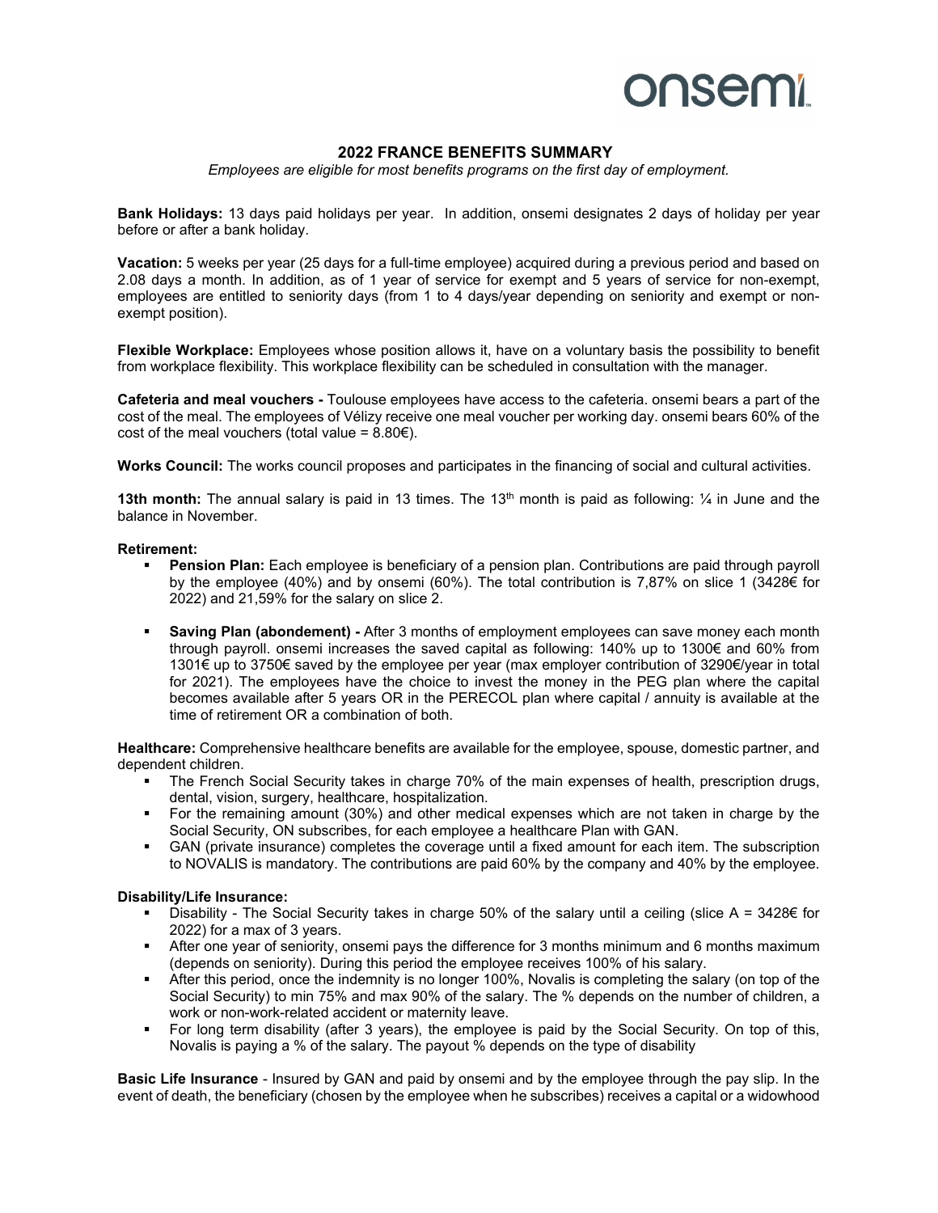# 2022 FRANCE BENEFITS SUMMARY

*Employees are eligible for most benefits programs on the first day of employment.*

**Bank Holidays:** 13 days paid holidays per year. In addition, onsemi designates 2 days of holiday per year before or after a bank holiday.

**Vacation:** 5 weeks per year (25 days for a full-time employee) acquired during a previous period and based on 2.08 days a month. In addition, as of 1 year of service for exempt and 5 years of service for non-exempt, employees are entitled to seniority days (from 1 to 4 days/year depending on seniority and exempt or non-exempt position).

**Flexible Workplace:** Employees whose position allows it, have on a voluntary basis the possibility to benefit from workplace flexibility. This workplace flexibility can be scheduled in consultation with the manager.

**Cafeteria and meal vouchers -** Toulouse employees have access to the cafeteria. onsemi bears a part of the cost of the meal. The employees of Vélizy receive one meal voucher per working day. onsemi bears 60% of the cost of the meal vouchers (total value = 8.80€).

**Works Council:** The works council proposes and participates in the financing of social and cultural activities.

**13th month:** The annual salary is paid in 13 times. The 13th month is paid as following: ¼ in June and the balance in November.

**Retirement:**

- **Pension Plan:** Each employee is beneficiary of a pension plan. Contributions are paid through payroll by the employee (40%) and by onsemi (60%). The total contribution is 7,87% on slice 1 (3428€ for 2022) and 21,59% for the salary on slice 2.
- **Saving Plan (abondement) -** After 3 months of employment employees can save money each month through payroll. onsemi increases the saved capital as following: 140% up to 1300€ and 60% from 1301€ up to 3750€ saved by the employee per year (max employer contribution of 3290€/year in total for 2021). The employees have the choice to invest the money in the PEG plan where the capital becomes available after 5 years OR in the PERECOL plan where capital / annuity is available at the time of retirement OR a combination of both.

**Healthcare:** Comprehensive healthcare benefits are available for the employee, spouse, domestic partner, and dependent children.

- The French Social Security takes in charge 70% of the main expenses of health, prescription drugs, dental, vision, surgery, healthcare, hospitalization.
- For the remaining amount (30%) and other medical expenses which are not taken in charge by the Social Security, ON subscribes, for each employee a healthcare Plan with GAN.
- GAN (private insurance) completes the coverage until a fixed amount for each item. The subscription to NOVALIS is mandatory. The contributions are paid 60% by the company and 40% by the employee.

**Disability/Life Insurance:**

- Disability - The Social Security takes in charge 50% of the salary until a ceiling (slice A = 3428€ for 2022) for a max of 3 years.
- After one year of seniority, onsemi pays the difference for 3 months minimum and 6 months maximum (depends on seniority). During this period the employee receives 100% of his salary.
- After this period, once the indemnity is no longer 100%, Novalis is completing the salary (on top of the Social Security) to min 75% and max 90% of the salary. The % depends on the number of children, a work or non-work-related accident or maternity leave.
- For long term disability (after 3 years), the employee is paid by the Social Security. On top of this, Novalis is paying a % of the salary. The payout % depends on the type of disability

**Basic Life Insurance** - Insured by GAN and paid by onsemi and by the employee through the pay slip. In the event of death, the beneficiary (chosen by the employee when he subscribes) receives a capital or a widowhood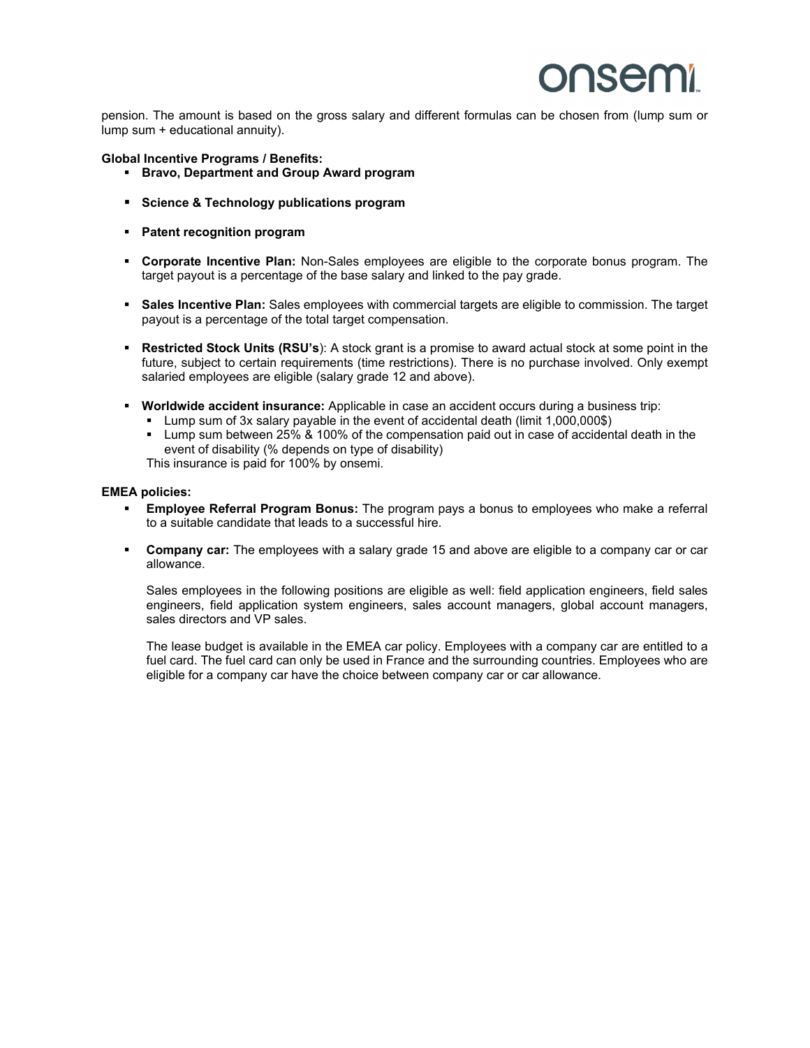pension. The amount is based on the gross salary and different formulas can be chosen from (lump sum or lump sum + educational annuity).

**Global Incentive Programs / Benefits:**

- **Bravo, Department and Group Award program**
- **Science & Technology publications program**
- **Patent recognition program**
- **Corporate Incentive Plan:** Non-Sales employees are eligible to the corporate bonus program. The target payout is a percentage of the base salary and linked to the pay grade.
- **Sales Incentive Plan:** Sales employees with commercial targets are eligible to commission. The target payout is a percentage of the total target compensation.
- **Restricted Stock Units (RSU's**): A stock grant is a promise to award actual stock at some point in the future, subject to certain requirements (time restrictions). There is no purchase involved. Only exempt salaried employees are eligible (salary grade 12 and above).
- **Worldwide accident insurance:** Applicable in case an accident occurs during a business trip:
  - Lump sum of 3x salary payable in the event of accidental death (limit 1,000,000$)
  - Lump sum between 25% & 100% of the compensation paid out in case of accidental death in the event of disability (% depends on type of disability)

  This insurance is paid for 100% by onsemi.

**EMEA policies:**

- **Employee Referral Program Bonus:** The program pays a bonus to employees who make a referral to a suitable candidate that leads to a successful hire.
- **Company car:** The employees with a salary grade 15 and above are eligible to a company car or car allowance.

  Sales employees in the following positions are eligible as well: field application engineers, field sales engineers, field application system engineers, sales account managers, global account managers, sales directors and VP sales.

  The lease budget is available in the EMEA car policy. Employees with a company car are entitled to a fuel card. The fuel card can only be used in France and the surrounding countries. Employees who are eligible for a company car have the choice between company car or car allowance.